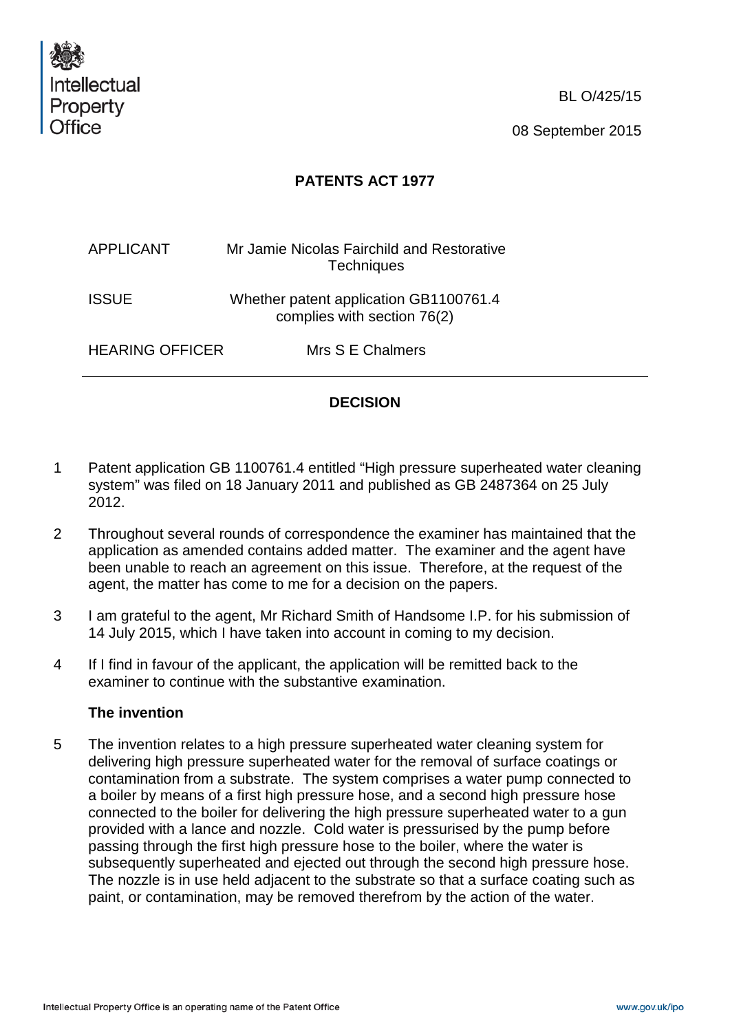Intellectual Property Office

BL O/425/15

08 September 2015

## PATENTS ACT 1977

| | |
|---|---|
| APPLICANT | Mr Jamie Nicolas Fairchild and Restorative Techniques |
| ISSUE | Whether patent application GB1100761.4 complies with section 76(2) |
| HEARING OFFICER | Mrs S E Chalmers |

## DECISION

1 Patent application GB 1100761.4 entitled "High pressure superheated water cleaning system" was filed on 18 January 2011 and published as GB 2487364 on 25 July 2012.

2 Throughout several rounds of correspondence the examiner has maintained that the application as amended contains added matter. The examiner and the agent have been unable to reach an agreement on this issue. Therefore, at the request of the agent, the matter has come to me for a decision on the papers.

3 I am grateful to the agent, Mr Richard Smith of Handsome I.P. for his submission of 14 July 2015, which I have taken into account in coming to my decision.

4 If I find in favour of the applicant, the application will be remitted back to the examiner to continue with the substantive examination.

### The invention

5 The invention relates to a high pressure superheated water cleaning system for delivering high pressure superheated water for the removal of surface coatings or contamination from a substrate. The system comprises a water pump connected to a boiler by means of a first high pressure hose, and a second high pressure hose connected to the boiler for delivering the high pressure superheated water to a gun provided with a lance and nozzle. Cold water is pressurised by the pump before passing through the first high pressure hose to the boiler, where the water is subsequently superheated and ejected out through the second high pressure hose. The nozzle is in use held adjacent to the substrate so that a surface coating such as paint, or contamination, may be removed therefrom by the action of the water.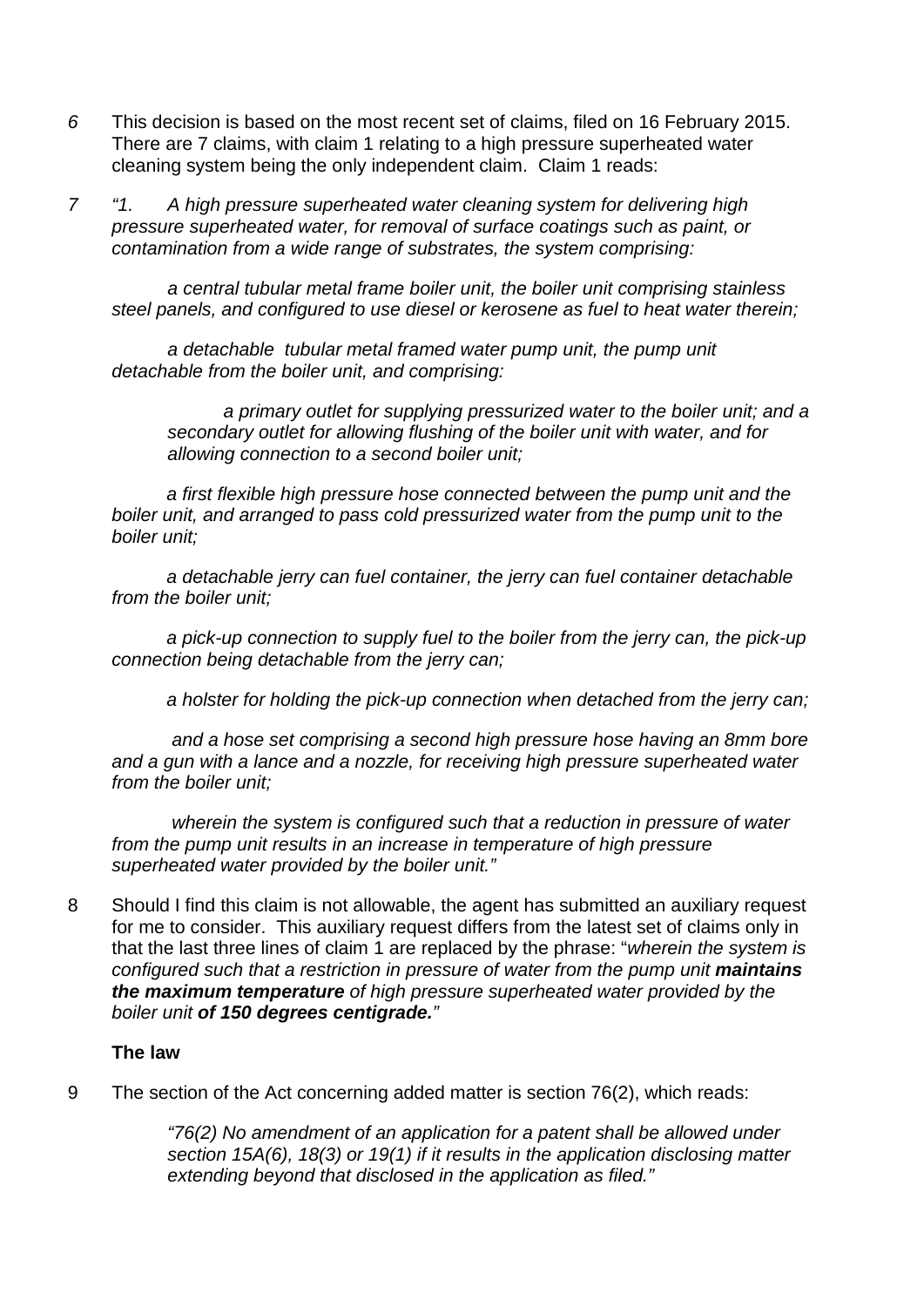6 This decision is based on the most recent set of claims, filed on 16 February 2015. There are 7 claims, with claim 1 relating to a high pressure superheated water cleaning system being the only independent claim. Claim 1 reads:

7 *"1. A high pressure superheated water cleaning system for delivering high pressure superheated water, for removal of surface coatings such as paint, or contamination from a wide range of substrates, the system comprising:*

*a central tubular metal frame boiler unit, the boiler unit comprising stainless steel panels, and configured to use diesel or kerosene as fuel to heat water therein;*

*a detachable tubular metal framed water pump unit, the pump unit detachable from the boiler unit, and comprising:*

> *a primary outlet for supplying pressurized water to the boiler unit; and a secondary outlet for allowing flushing of the boiler unit with water, and for allowing connection to a second boiler unit;*

*a first flexible high pressure hose connected between the pump unit and the boiler unit, and arranged to pass cold pressurized water from the pump unit to the boiler unit;*

*a detachable jerry can fuel container, the jerry can fuel container detachable from the boiler unit;*

*a pick-up connection to supply fuel to the boiler from the jerry can, the pick-up connection being detachable from the jerry can;*

*a holster for holding the pick-up connection when detached from the jerry can;*

*and a hose set comprising a second high pressure hose having an 8mm bore and a gun with a lance and a nozzle, for receiving high pressure superheated water from the boiler unit;*

*wherein the system is configured such that a reduction in pressure of water from the pump unit results in an increase in temperature of high pressure superheated water provided by the boiler unit."*

8 Should I find this claim is not allowable, the agent has submitted an auxiliary request for me to consider. This auxiliary request differs from the latest set of claims only in that the last three lines of claim 1 are replaced by the phrase: "*wherein the system is configured such that a restriction in pressure of water from the pump unit **maintains the maximum temperature** of high pressure superheated water provided by the boiler unit **of 150 degrees centigrade.**"*

**The law**

9 The section of the Act concerning added matter is section 76(2), which reads:

> *"76(2) No amendment of an application for a patent shall be allowed under section 15A(6), 18(3) or 19(1) if it results in the application disclosing matter extending beyond that disclosed in the application as filed."*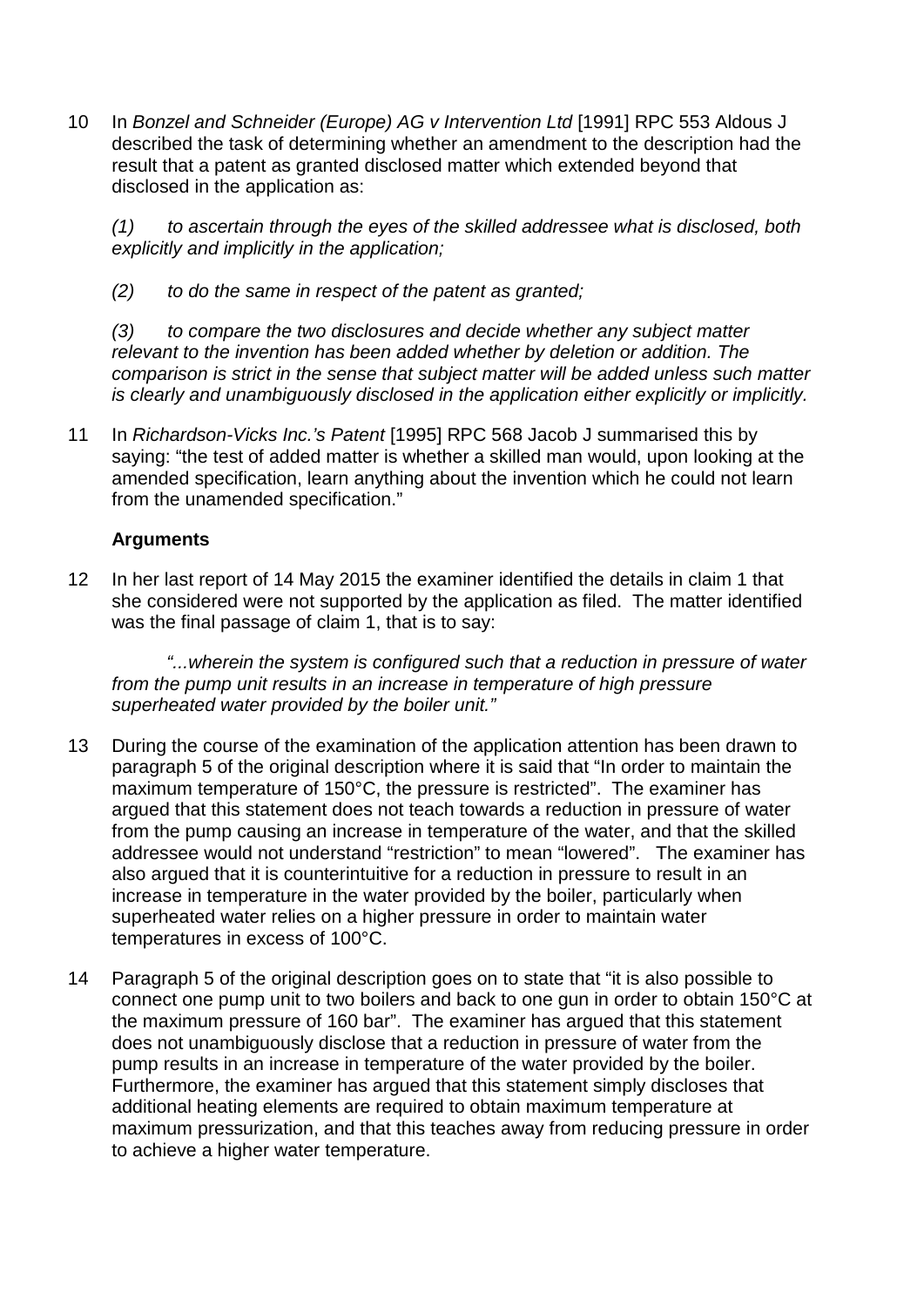10 In *Bonzel and Schneider (Europe) AG v Intervention Ltd* [1991] RPC 553 Aldous J described the task of determining whether an amendment to the description had the result that a patent as granted disclosed matter which extended beyond that disclosed in the application as:

> *(1) to ascertain through the eyes of the skilled addressee what is disclosed, both explicitly and implicitly in the application;*
>
> *(2) to do the same in respect of the patent as granted;*
>
> *(3) to compare the two disclosures and decide whether any subject matter relevant to the invention has been added whether by deletion or addition. The comparison is strict in the sense that subject matter will be added unless such matter is clearly and unambiguously disclosed in the application either explicitly or implicitly.*

11 In *Richardson-Vicks Inc.'s Patent* [1995] RPC 568 Jacob J summarised this by saying: "the test of added matter is whether a skilled man would, upon looking at the amended specification, learn anything about the invention which he could not learn from the unamended specification."

**Arguments**

12 In her last report of 14 May 2015 the examiner identified the details in claim 1 that she considered were not supported by the application as filed. The matter identified was the final passage of claim 1, that is to say:

> *"...wherein the system is configured such that a reduction in pressure of water from the pump unit results in an increase in temperature of high pressure superheated water provided by the boiler unit."*

13 During the course of the examination of the application attention has been drawn to paragraph 5 of the original description where it is said that "In order to maintain the maximum temperature of 150°C, the pressure is restricted". The examiner has argued that this statement does not teach towards a reduction in pressure of water from the pump causing an increase in temperature of the water, and that the skilled addressee would not understand "restriction" to mean "lowered". The examiner has also argued that it is counterintuitive for a reduction in pressure to result in an increase in temperature in the water provided by the boiler, particularly when superheated water relies on a higher pressure in order to maintain water temperatures in excess of 100°C.

14 Paragraph 5 of the original description goes on to state that "it is also possible to connect one pump unit to two boilers and back to one gun in order to obtain 150°C at the maximum pressure of 160 bar". The examiner has argued that this statement does not unambiguously disclose that a reduction in pressure of water from the pump results in an increase in temperature of the water provided by the boiler. Furthermore, the examiner has argued that this statement simply discloses that additional heating elements are required to obtain maximum temperature at maximum pressurization, and that this teaches away from reducing pressure in order to achieve a higher water temperature.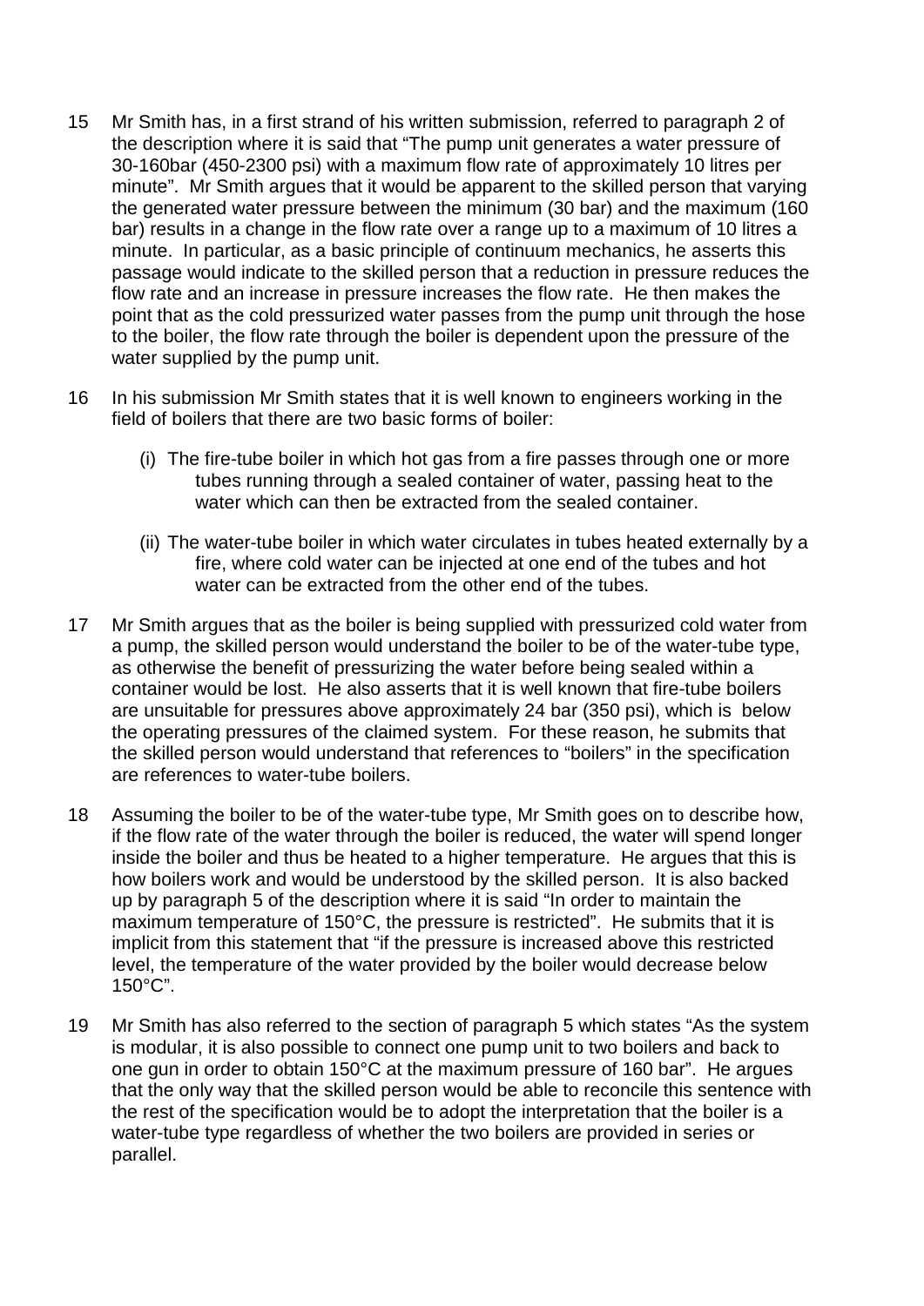15 Mr Smith has, in a first strand of his written submission, referred to paragraph 2 of the description where it is said that "The pump unit generates a water pressure of 30-160bar (450-2300 psi) with a maximum flow rate of approximately 10 litres per minute". Mr Smith argues that it would be apparent to the skilled person that varying the generated water pressure between the minimum (30 bar) and the maximum (160 bar) results in a change in the flow rate over a range up to a maximum of 10 litres a minute. In particular, as a basic principle of continuum mechanics, he asserts this passage would indicate to the skilled person that a reduction in pressure reduces the flow rate and an increase in pressure increases the flow rate. He then makes the point that as the cold pressurized water passes from the pump unit through the hose to the boiler, the flow rate through the boiler is dependent upon the pressure of the water supplied by the pump unit.

16 In his submission Mr Smith states that it is well known to engineers working in the field of boilers that there are two basic forms of boiler:

(i) The fire-tube boiler in which hot gas from a fire passes through one or more tubes running through a sealed container of water, passing heat to the water which can then be extracted from the sealed container.

(ii) The water-tube boiler in which water circulates in tubes heated externally by a fire, where cold water can be injected at one end of the tubes and hot water can be extracted from the other end of the tubes.

17 Mr Smith argues that as the boiler is being supplied with pressurized cold water from a pump, the skilled person would understand the boiler to be of the water-tube type, as otherwise the benefit of pressurizing the water before being sealed within a container would be lost. He also asserts that it is well known that fire-tube boilers are unsuitable for pressures above approximately 24 bar (350 psi), which is below the operating pressures of the claimed system. For these reason, he submits that the skilled person would understand that references to "boilers" in the specification are references to water-tube boilers.

18 Assuming the boiler to be of the water-tube type, Mr Smith goes on to describe how, if the flow rate of the water through the boiler is reduced, the water will spend longer inside the boiler and thus be heated to a higher temperature. He argues that this is how boilers work and would be understood by the skilled person. It is also backed up by paragraph 5 of the description where it is said "In order to maintain the maximum temperature of 150°C, the pressure is restricted". He submits that it is implicit from this statement that "if the pressure is increased above this restricted level, the temperature of the water provided by the boiler would decrease below 150°C".

19 Mr Smith has also referred to the section of paragraph 5 which states "As the system is modular, it is also possible to connect one pump unit to two boilers and back to one gun in order to obtain 150°C at the maximum pressure of 160 bar". He argues that the only way that the skilled person would be able to reconcile this sentence with the rest of the specification would be to adopt the interpretation that the boiler is a water-tube type regardless of whether the two boilers are provided in series or parallel.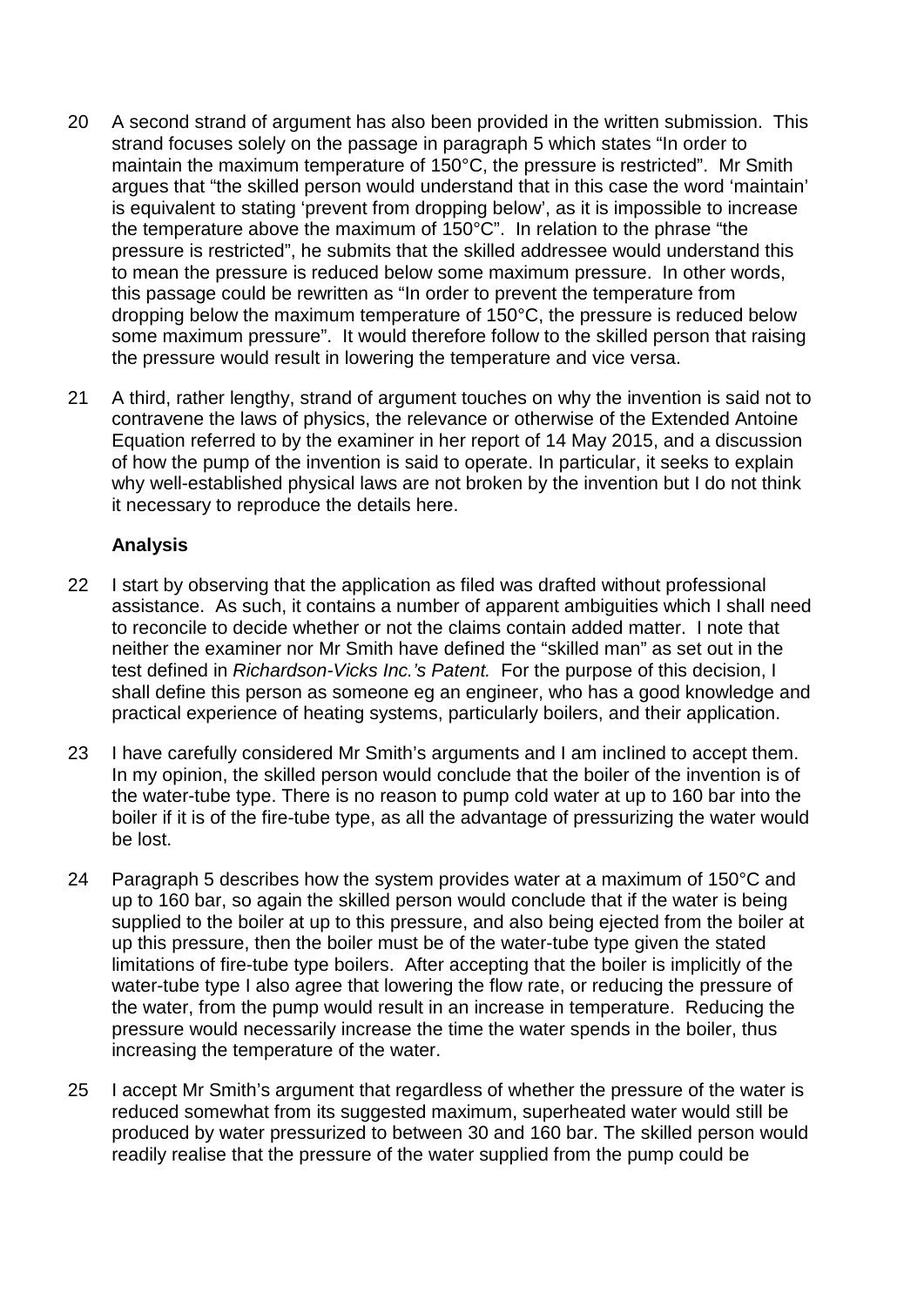20 A second strand of argument has also been provided in the written submission. This strand focuses solely on the passage in paragraph 5 which states "In order to maintain the maximum temperature of 150°C, the pressure is restricted". Mr Smith argues that "the skilled person would understand that in this case the word 'maintain' is equivalent to stating 'prevent from dropping below', as it is impossible to increase the temperature above the maximum of 150°C". In relation to the phrase "the pressure is restricted", he submits that the skilled addressee would understand this to mean the pressure is reduced below some maximum pressure. In other words, this passage could be rewritten as "In order to prevent the temperature from dropping below the maximum temperature of 150°C, the pressure is reduced below some maximum pressure". It would therefore follow to the skilled person that raising the pressure would result in lowering the temperature and vice versa.

21 A third, rather lengthy, strand of argument touches on why the invention is said not to contravene the laws of physics, the relevance or otherwise of the Extended Antoine Equation referred to by the examiner in her report of 14 May 2015, and a discussion of how the pump of the invention is said to operate. In particular, it seeks to explain why well-established physical laws are not broken by the invention but I do not think it necessary to reproduce the details here.

**Analysis**

22 I start by observing that the application as filed was drafted without professional assistance. As such, it contains a number of apparent ambiguities which I shall need to reconcile to decide whether or not the claims contain added matter. I note that neither the examiner nor Mr Smith have defined the "skilled man" as set out in the test defined in *Richardson-Vicks Inc.'s Patent.* For the purpose of this decision, I shall define this person as someone eg an engineer, who has a good knowledge and practical experience of heating systems, particularly boilers, and their application.

23 I have carefully considered Mr Smith's arguments and I am inclined to accept them. In my opinion, the skilled person would conclude that the boiler of the invention is of the water-tube type. There is no reason to pump cold water at up to 160 bar into the boiler if it is of the fire-tube type, as all the advantage of pressurizing the water would be lost.

24 Paragraph 5 describes how the system provides water at a maximum of 150°C and up to 160 bar, so again the skilled person would conclude that if the water is being supplied to the boiler at up to this pressure, and also being ejected from the boiler at up this pressure, then the boiler must be of the water-tube type given the stated limitations of fire-tube type boilers. After accepting that the boiler is implicitly of the water-tube type I also agree that lowering the flow rate, or reducing the pressure of the water, from the pump would result in an increase in temperature. Reducing the pressure would necessarily increase the time the water spends in the boiler, thus increasing the temperature of the water.

25 I accept Mr Smith's argument that regardless of whether the pressure of the water is reduced somewhat from its suggested maximum, superheated water would still be produced by water pressurized to between 30 and 160 bar. The skilled person would readily realise that the pressure of the water supplied from the pump could be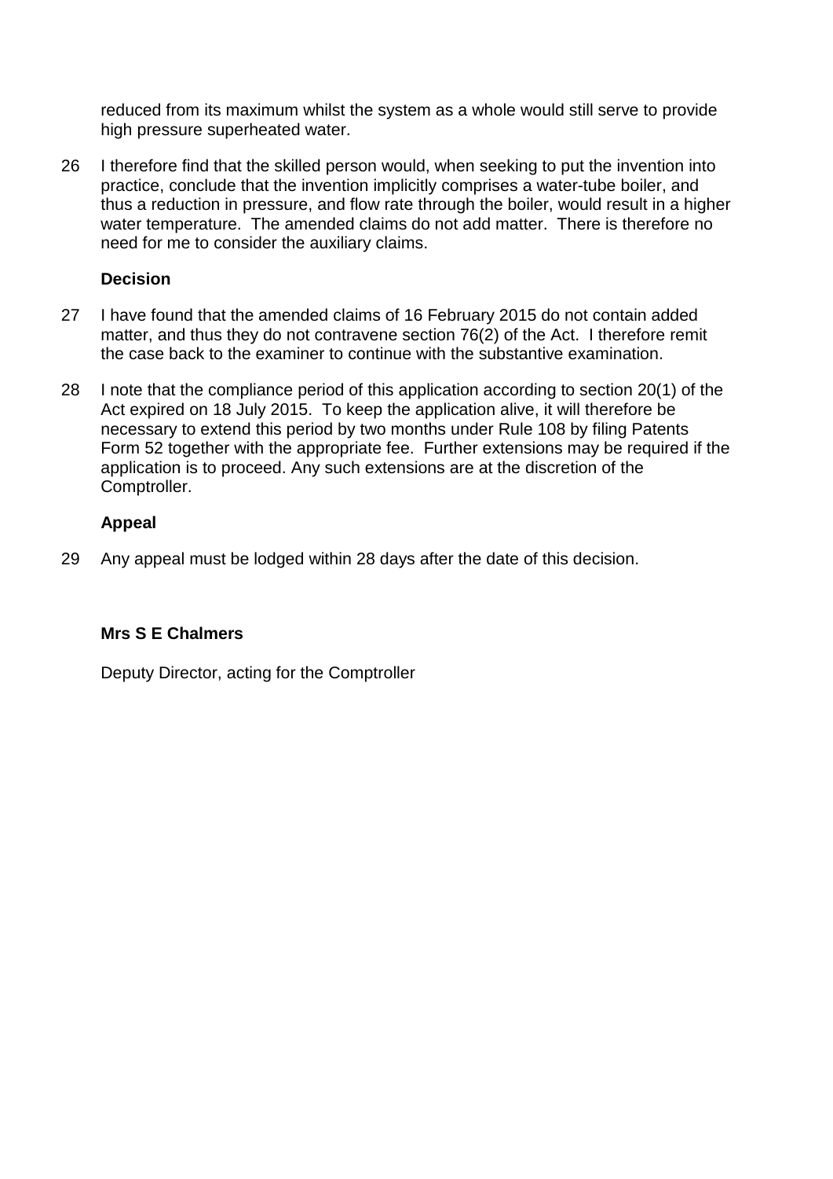reduced from its maximum whilst the system as a whole would still serve to provide high pressure superheated water.

26 I therefore find that the skilled person would, when seeking to put the invention into practice, conclude that the invention implicitly comprises a water-tube boiler, and thus a reduction in pressure, and flow rate through the boiler, would result in a higher water temperature. The amended claims do not add matter. There is therefore no need for me to consider the auxiliary claims.

**Decision**

27 I have found that the amended claims of 16 February 2015 do not contain added matter, and thus they do not contravene section 76(2) of the Act. I therefore remit the case back to the examiner to continue with the substantive examination.

28 I note that the compliance period of this application according to section 20(1) of the Act expired on 18 July 2015. To keep the application alive, it will therefore be necessary to extend this period by two months under Rule 108 by filing Patents Form 52 together with the appropriate fee. Further extensions may be required if the application is to proceed. Any such extensions are at the discretion of the Comptroller.

**Appeal**

29 Any appeal must be lodged within 28 days after the date of this decision.

**Mrs S E Chalmers**

Deputy Director, acting for the Comptroller